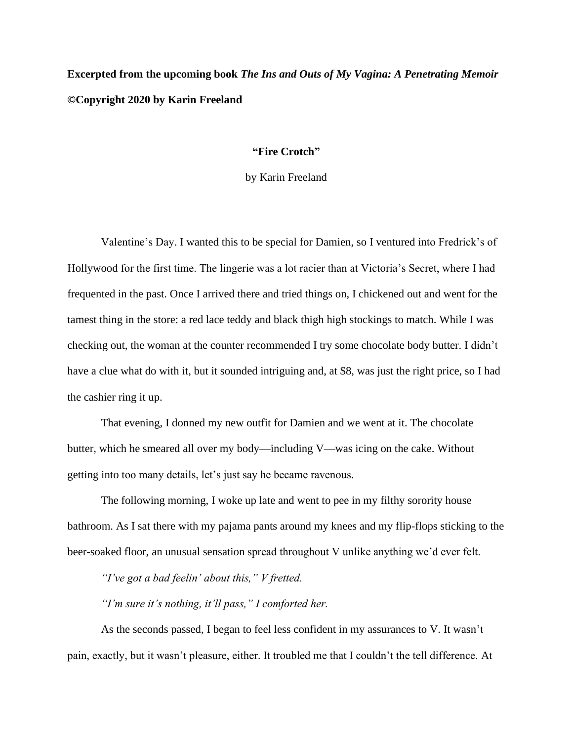**Excerpted from the upcoming book *The Ins and Outs of My Vagina: A Penetrating Memoir***

**©Copyright 2020 by Karin Freeland**

# "Fire Crotch"

by Karin Freeland

Valentine's Day. I wanted this to be special for Damien, so I ventured into Fredrick's of Hollywood for the first time. The lingerie was a lot racier than at Victoria's Secret, where I had frequented in the past. Once I arrived there and tried things on, I chickened out and went for the tamest thing in the store: a red lace teddy and black thigh high stockings to match. While I was checking out, the woman at the counter recommended I try some chocolate body butter. I didn't have a clue what do with it, but it sounded intriguing and, at $8, was just the right price, so I had the cashier ring it up.

That evening, I donned my new outfit for Damien and we went at it. The chocolate butter, which he smeared all over my body—including V—was icing on the cake. Without getting into too many details, let's just say he became ravenous.

The following morning, I woke up late and went to pee in my filthy sorority house bathroom. As I sat there with my pajama pants around my knees and my flip-flops sticking to the beer-soaked floor, an unusual sensation spread throughout V unlike anything we'd ever felt.

*"I've got a bad feelin' about this," V fretted.*

*"I'm sure it's nothing, it'll pass," I comforted her.*

As the seconds passed, I began to feel less confident in my assurances to V. It wasn't pain, exactly, but it wasn't pleasure, either. It troubled me that I couldn't the tell difference. At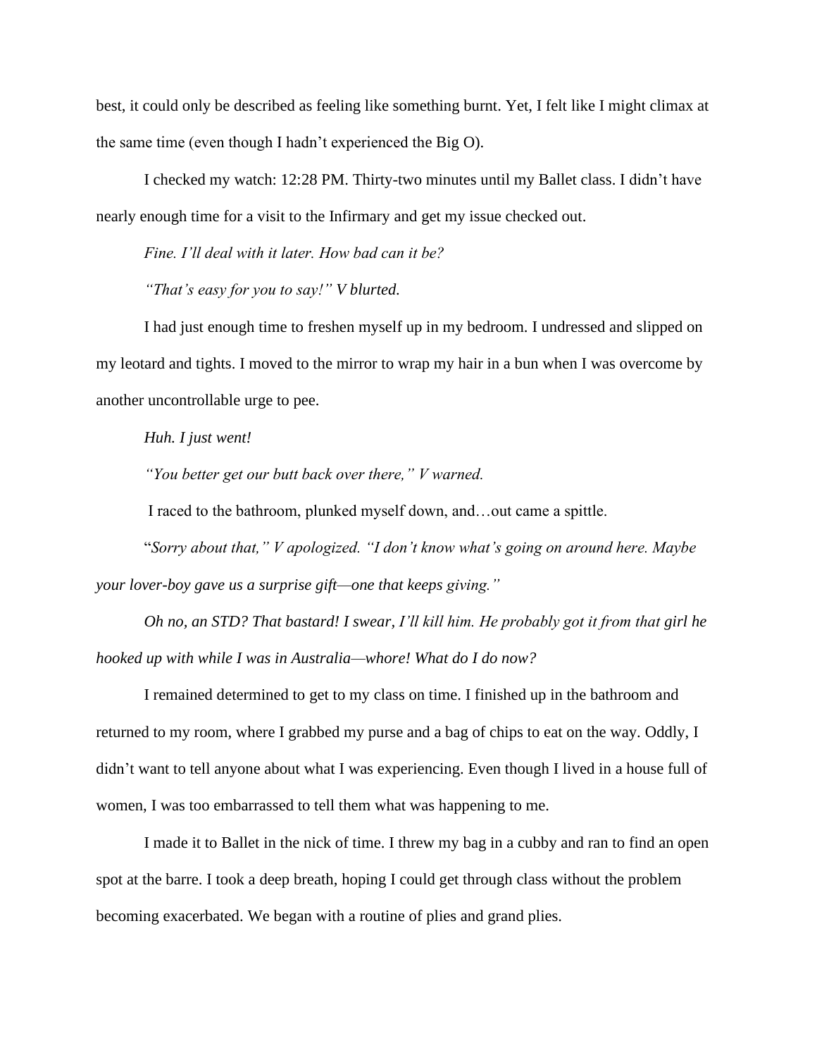best, it could only be described as feeling like something burnt. Yet, I felt like I might climax at the same time (even though I hadn't experienced the Big O).

I checked my watch: 12:28 PM. Thirty-two minutes until my Ballet class. I didn't have nearly enough time for a visit to the Infirmary and get my issue checked out.

*Fine. I'll deal with it later. How bad can it be?*

*"That's easy for you to say!" V blurted.*

I had just enough time to freshen myself up in my bedroom. I undressed and slipped on my leotard and tights. I moved to the mirror to wrap my hair in a bun when I was overcome by another uncontrollable urge to pee.

*Huh. I just went!*

*"You better get our butt back over there," V warned.*

I raced to the bathroom, plunked myself down, and…out came a spittle.

"*Sorry about that," V apologized. "I don't know what's going on around here. Maybe your lover-boy gave us a surprise gift—one that keeps giving."*

*Oh no, an STD? That bastard! I swear, I'll kill him. He probably got it from that girl he hooked up with while I was in Australia—whore! What do I do now?*

I remained determined to get to my class on time. I finished up in the bathroom and returned to my room, where I grabbed my purse and a bag of chips to eat on the way. Oddly, I didn't want to tell anyone about what I was experiencing. Even though I lived in a house full of women, I was too embarrassed to tell them what was happening to me.

I made it to Ballet in the nick of time. I threw my bag in a cubby and ran to find an open spot at the barre. I took a deep breath, hoping I could get through class without the problem becoming exacerbated. We began with a routine of plies and grand plies.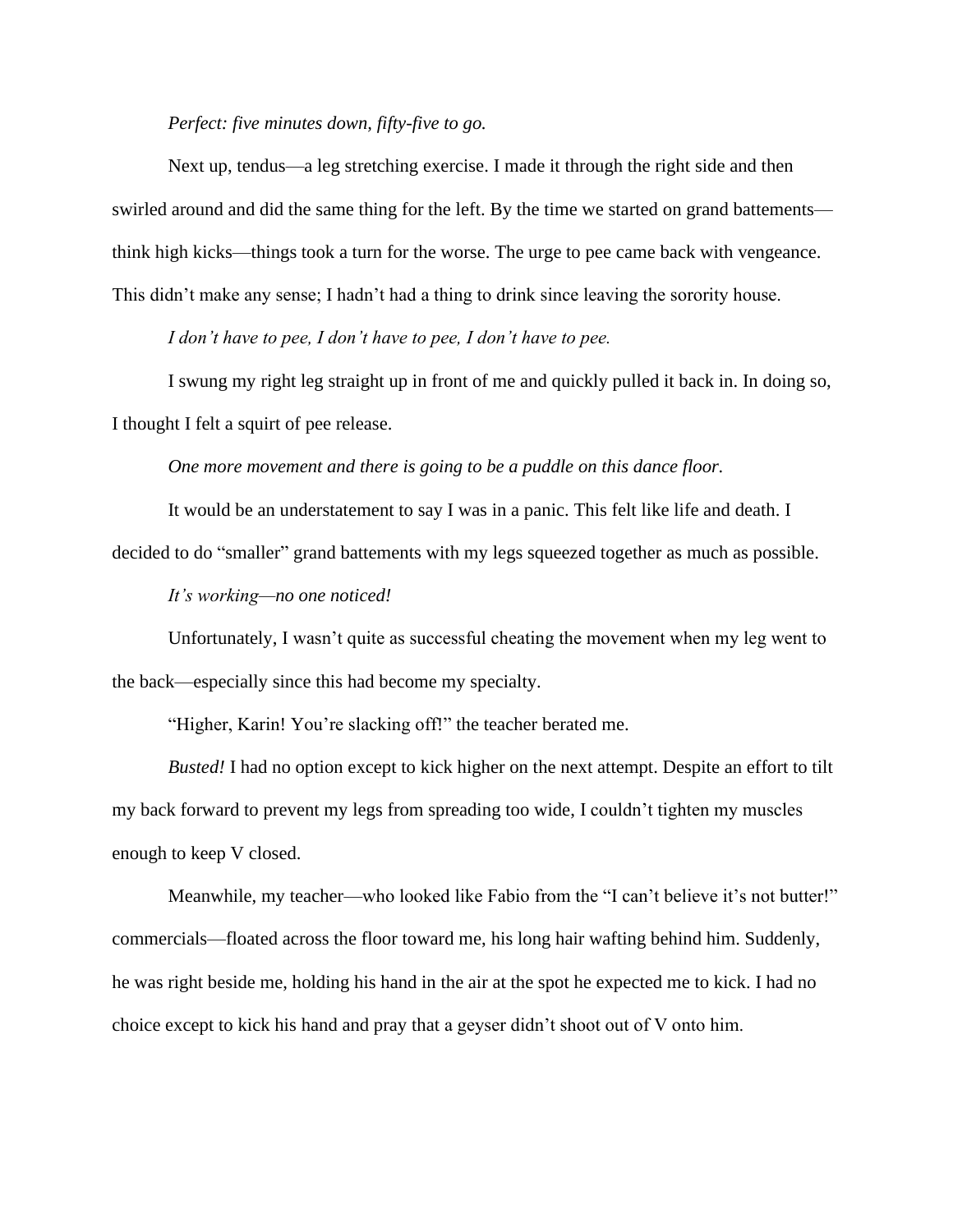*Perfect: five minutes down, fifty-five to go.*

Next up, tendus—a leg stretching exercise. I made it through the right side and then swirled around and did the same thing for the left. By the time we started on grand battements—think high kicks—things took a turn for the worse. The urge to pee came back with vengeance. This didn't make any sense; I hadn't had a thing to drink since leaving the sorority house.

*I don't have to pee, I don't have to pee, I don't have to pee.*

I swung my right leg straight up in front of me and quickly pulled it back in. In doing so, I thought I felt a squirt of pee release.

*One more movement and there is going to be a puddle on this dance floor.*

It would be an understatement to say I was in a panic. This felt like life and death. I decided to do "smaller" grand battements with my legs squeezed together as much as possible.

*It's working—no one noticed!*

Unfortunately, I wasn't quite as successful cheating the movement when my leg went to the back—especially since this had become my specialty.

"Higher, Karin! You're slacking off!" the teacher berated me.

*Busted!* I had no option except to kick higher on the next attempt. Despite an effort to tilt my back forward to prevent my legs from spreading too wide, I couldn't tighten my muscles enough to keep V closed.

Meanwhile, my teacher—who looked like Fabio from the "I can't believe it's not butter!" commercials—floated across the floor toward me, his long hair wafting behind him. Suddenly, he was right beside me, holding his hand in the air at the spot he expected me to kick. I had no choice except to kick his hand and pray that a geyser didn't shoot out of V onto him.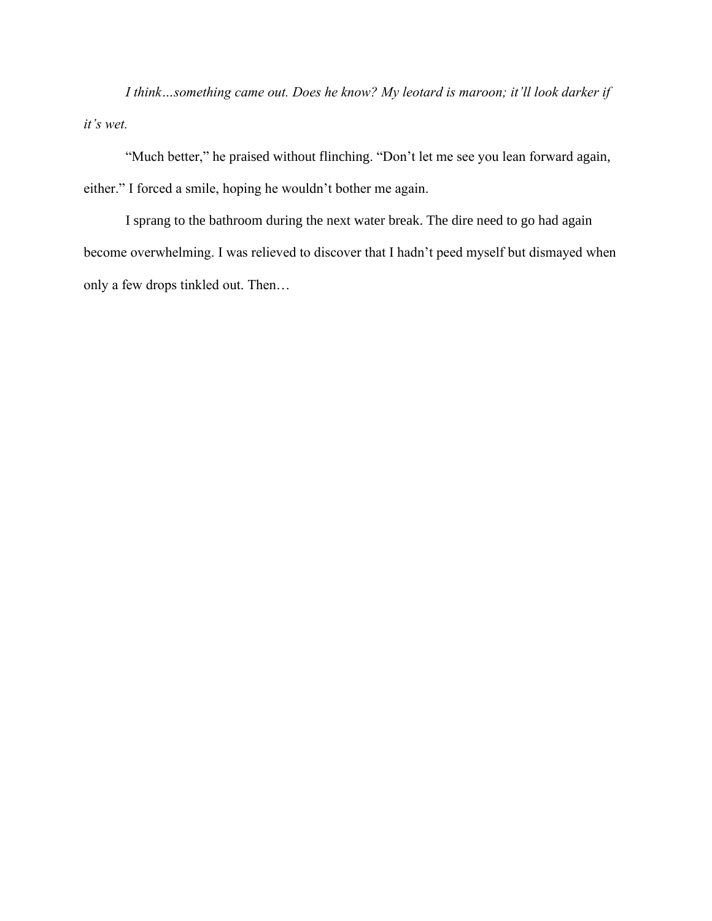*I think…something came out. Does he know? My leotard is maroon; it'll look darker if it's wet.*

"Much better," he praised without flinching. "Don't let me see you lean forward again, either." I forced a smile, hoping he wouldn't bother me again.

I sprang to the bathroom during the next water break. The dire need to go had again become overwhelming. I was relieved to discover that I hadn't peed myself but dismayed when only a few drops tinkled out. Then…